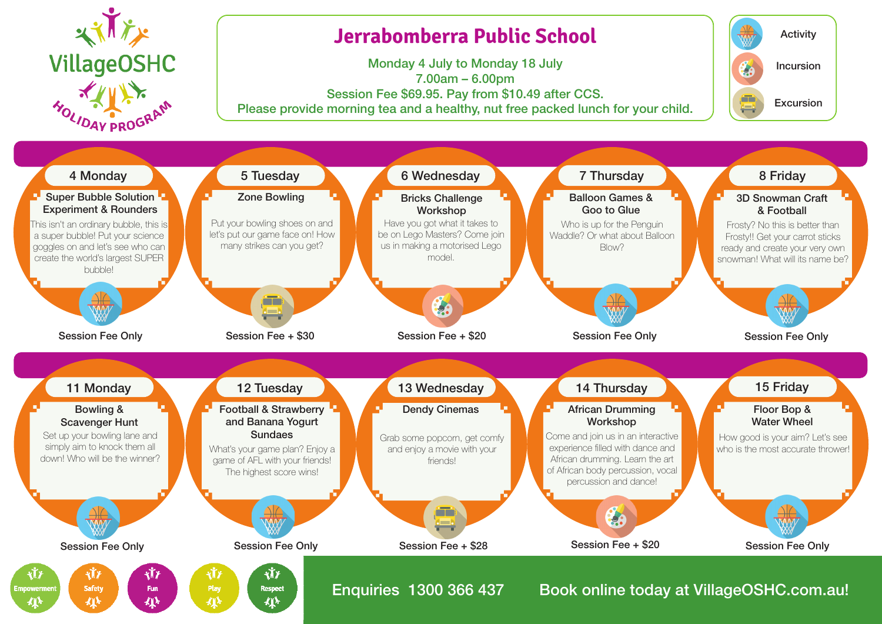# VillageOSHC Holiday Program

## Jerrabomberra Public School

Monday 4 July to Monday 18 July
7.00am – 6.00pm
Session Fee $69.95. Pay from $10.49 after CCS.
Please provide morning tea and a healthy, nut free packed lunch for your child.

Activity | Incursion | Excursion

### 4 Monday
**Super Bubble Solution Experiment & Rounders**
This isn't an ordinary bubble, this is a super bubble! Put your science goggles on and let's see who can create the world's largest SUPER bubble!
Session Fee Only

### 5 Tuesday
**Zone Bowling**
Put your bowling shoes on and let's put our game face on! How many strikes can you get?
Session Fee + $30

### 6 Wednesday
**Bricks Challenge Workshop**
Have you got what it takes to be on Lego Masters? Come join us in making a motorised Lego model.
Session Fee + $20

### 7 Thursday
**Balloon Games & Goo to Glue**
Who is up for the Penguin Waddle? Or what about Balloon Blow?
Session Fee Only

### 8 Friday
**3D Snowman Craft & Football**
Frosty? No this is better than Frosty!! Get your carrot sticks ready and create your very own snowman! What will its name be?
Session Fee Only

### 11 Monday
**Bowling & Scavenger Hunt**
Set up your bowling lane and simply aim to knock them all down! Who will be the winner?
Session Fee Only

### 12 Tuesday
**Football & Strawberry and Banana Yogurt Sundaes**
What's your game plan? Enjoy a game of AFL with your friends! The highest score wins!
Session Fee Only

### 13 Wednesday
**Dendy Cinemas**
Grab some popcorn, get comfy and enjoy a movie with your friends!
Session Fee + $28

### 14 Thursday
**African Drumming Workshop**
Come and join us in an interactive experience filled with dance and African drumming. Learn the art of African body percussion, vocal percussion and dance!
Session Fee + $20

### 15 Friday
**Floor Bop & Water Wheel**
How good is your aim? Let's see who is the most accurate thrower!
Session Fee Only

Empowerment | Safety | Fun | Play | Respect

Enquiries 1300 366 437

Book online today at VillageOSHC.com.au!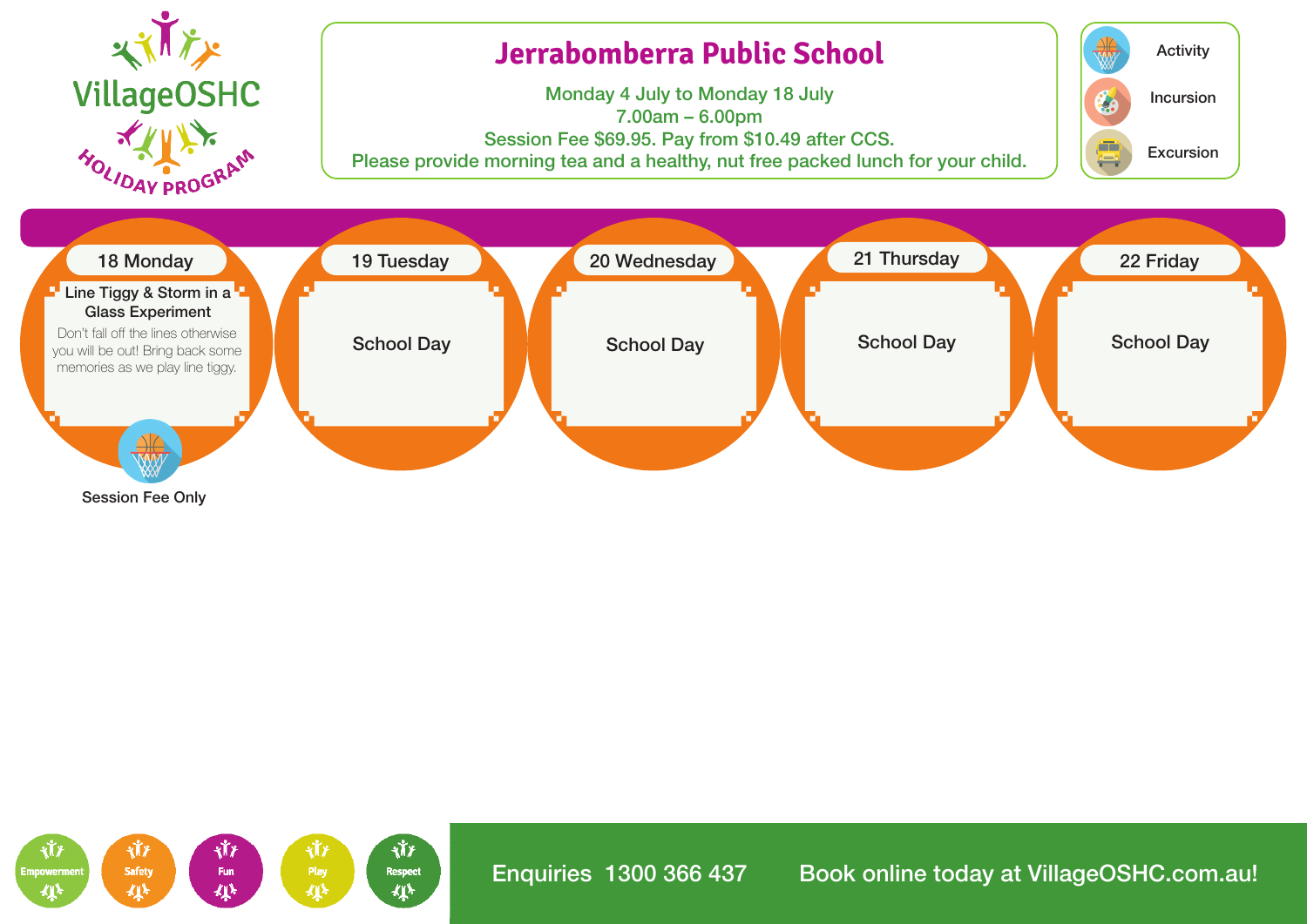VillageOSHC

HOLIDAY PROGRAM

# Jerrabomberra Public School

Monday 4 July to Monday 18 July
7.00am – 6.00pm
Session Fee $69.95. Pay from $10.49 after CCS.
Please provide morning tea and a healthy, nut free packed lunch for your child.

Activity
Incursion
Excursion

| 18 Monday | 19 Tuesday | 20 Wednesday | 21 Thursday | 22 Friday |
|---|---|---|---|---|
| **Line Tiggy & Storm in a Glass Experiment** Don't fall off the lines otherwise you will be out! Bring back some memories as we play line tiggy. Session Fee Only | School Day | School Day | School Day | School Day |

Empowerment Safety Fun Play Respect

Enquiries 1300 366 437 Book online today at VillageOSHC.com.au!